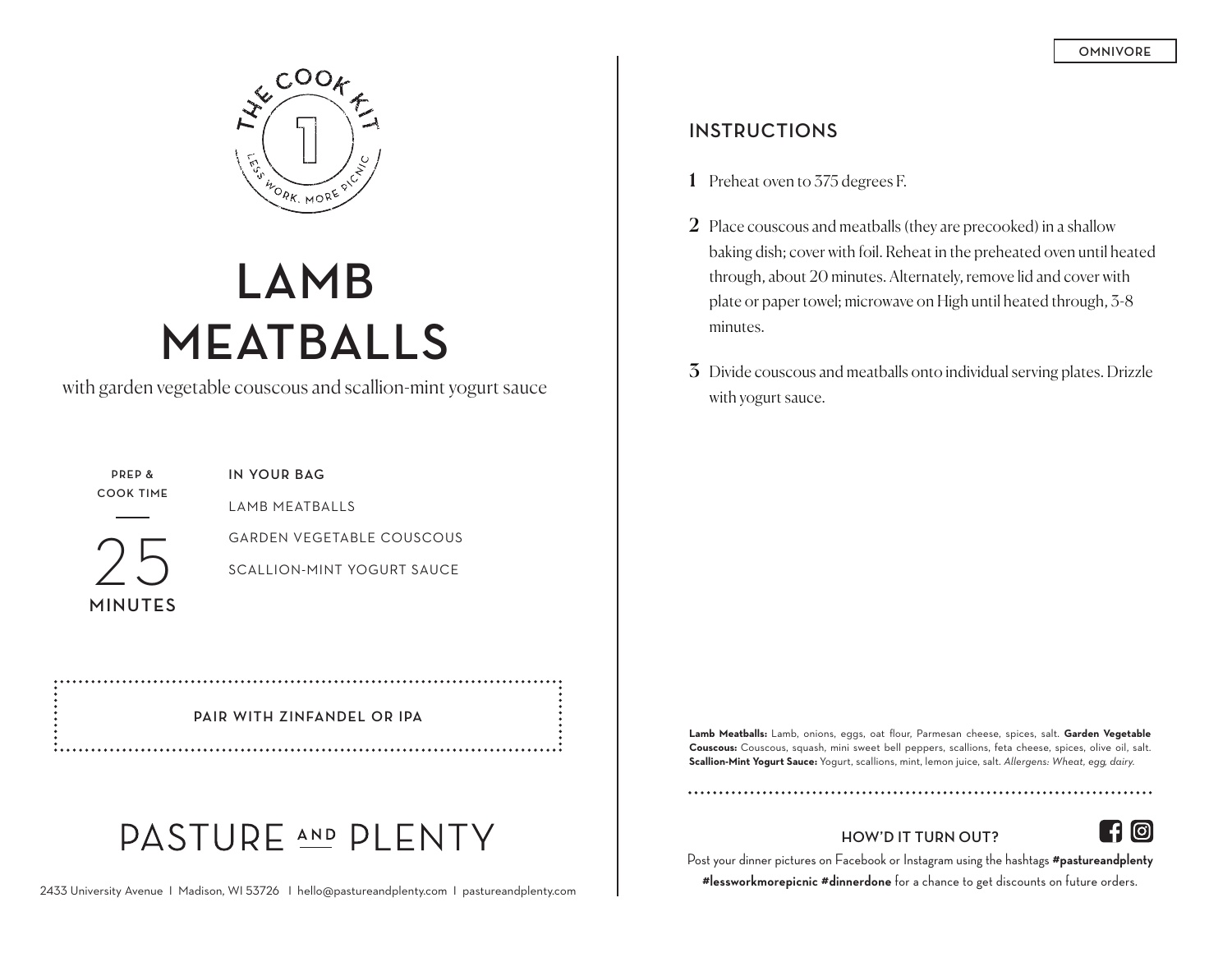THE COOK KIT 1 — LESS WORK. MORE PICNIC

# LAMB MEATBALLS

with garden vegetable couscous and scallion-mint yogurt sauce

**PREP & COOK TIME**

25 **MINUTES**

**IN YOUR BAG**

LAMB MEATBALLS

GARDEN VEGETABLE COUSCOUS

SCALLION-MINT YOGURT SAUCE

**PAIR WITH ZINFANDEL OR IPA**

PASTURE AND PLENTY

2433 University Avenue | Madison, WI 53726 | hello@pastureandplenty.com | pastureandplenty.com

OMNIVORE

## INSTRUCTIONS

1. Preheat oven to 375 degrees F.
2. Place couscous and meatballs (they are precooked) in a shallow baking dish; cover with foil. Reheat in the preheated oven until heated through, about 20 minutes. Alternately, remove lid and cover with plate or paper towel; microwave on High until heated through, 3-8 minutes.
3. Divide couscous and meatballs onto individual serving plates. Drizzle with yogurt sauce.

**Lamb Meatballs:** Lamb, onions, eggs, oat flour, Parmesan cheese, spices, salt. **Garden Vegetable Couscous:** Couscous, squash, mini sweet bell peppers, scallions, feta cheese, spices, olive oil, salt. **Scallion-Mint Yogurt Sauce:** Yogurt, scallions, mint, lemon juice, salt. *Allergens: Wheat, egg, dairy.*

**HOW'D IT TURN OUT?**

Post your dinner pictures on Facebook or Instagram using the hashtags **#pastureandplenty #lessworkmorepicnic #dinnerdone** for a chance to get discounts on future orders.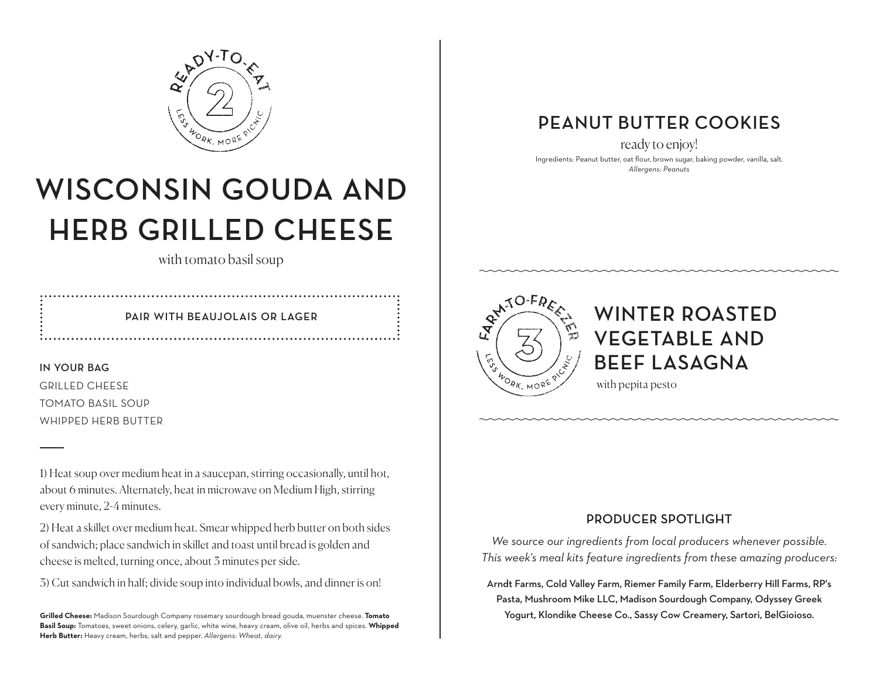READY-TO-EAT
2
LESS WORK, MORE PICNIC

# WISCONSIN GOUDA AND HERB GRILLED CHEESE

with tomato basil soup

**PAIR WITH BEAUJOLAIS OR LAGER**

**IN YOUR BAG**

GRILLED CHEESE
TOMATO BASIL SOUP
WHIPPED HERB BUTTER

1) Heat soup over medium heat in a saucepan, stirring occasionally, until hot, about 6 minutes. Alternately, heat in microwave on Medium High, stirring every minute, 2-4 minutes.

2) Heat a skillet over medium heat. Smear whipped herb butter on both sides of sandwich; place sandwich in skillet and toast until bread is golden and cheese is melted, turning once, about 3 minutes per side.

3) Cut sandwich in half; divide soup into individual bowls, and dinner is on!

**Grilled Cheese:** Madison Sourdough Company rosemary sourdough bread gouda, muenster cheese. **Tomato Basil Soup:** Tomatoes, sweet onions, celery, garlic, white wine, heavy cream, olive oil, herbs and spices. **Whipped Herb Butter:** Heavy cream, herbs, salt and pepper. *Allergens: Wheat, dairy.*

## PEANUT BUTTER COOKIES

ready to enjoy!

Ingredients: Peanut butter, oat flour, brown sugar, baking powder, vanilla, salt.
*Allergens: Peanuts*

FARM-TO-FREEZER
3
LESS WORK, MORE PICNIC

## WINTER ROASTED VEGETABLE AND BEEF LASAGNA

with pepita pesto

### PRODUCER SPOTLIGHT

*We source our ingredients from local producers whenever possible. This week's meal kits feature ingredients from these amazing producers:*

**Arndt Farms, Cold Valley Farm, Riemer Family Farm, Elderberry Hill Farms, RP's Pasta, Mushroom Mike LLC, Madison Sourdough Company, Odyssey Greek Yogurt, Klondike Cheese Co., Sassy Cow Creamery, Sartori, BelGioioso.**